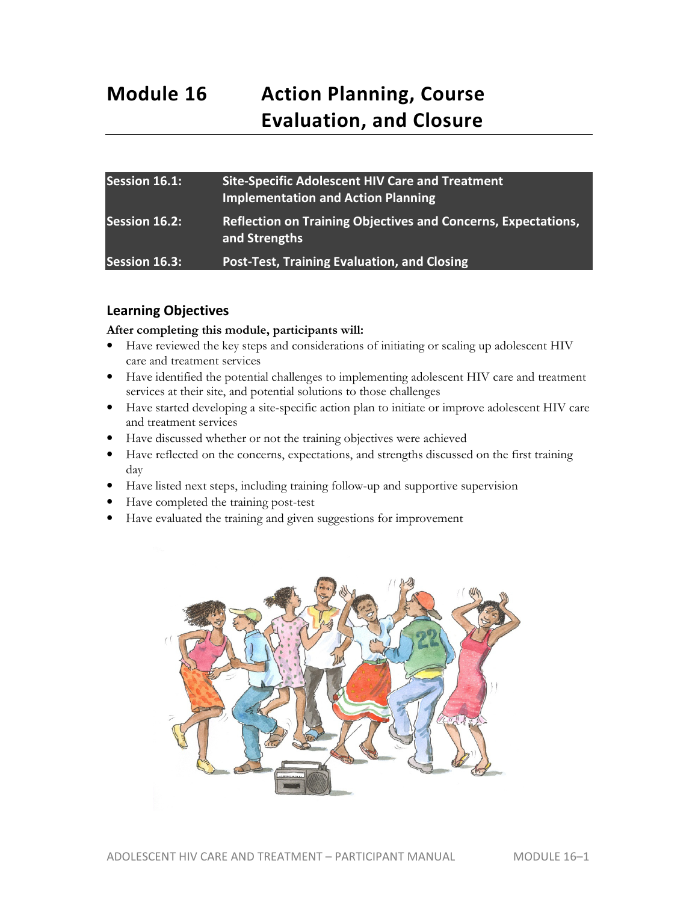# Module 16 Action Planning, Course Evaluation, and Closure

| Session 16.1: | Site-Specific Adolescent HIV Care and Treatment Implementation and Action Planning |
| --- | --- |
| Session 16.2: | Reflection on Training Objectives and Concerns, Expectations, and Strengths |
| Session 16.3: | Post-Test, Training Evaluation, and Closing |

## Learning Objectives

**After completing this module, participants will:**

- Have reviewed the key steps and considerations of initiating or scaling up adolescent HIV care and treatment services
- Have identified the potential challenges to implementing adolescent HIV care and treatment services at their site, and potential solutions to those challenges
- Have started developing a site-specific action plan to initiate or improve adolescent HIV care and treatment services
- Have discussed whether or not the training objectives were achieved
- Have reflected on the concerns, expectations, and strengths discussed on the first training day
- Have listed next steps, including training follow-up and supportive supervision
- Have completed the training post-test
- Have evaluated the training and given suggestions for improvement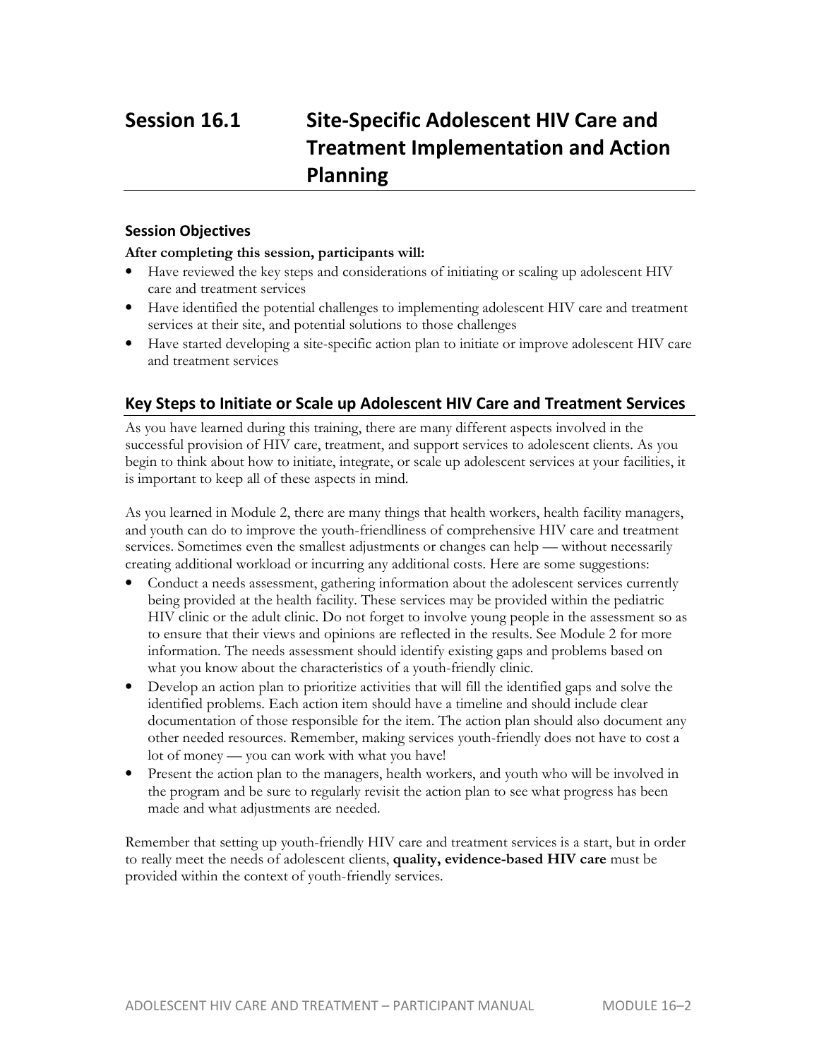# Session 16.1 Site-Specific Adolescent HIV Care and Treatment Implementation and Action Planning

### Session Objectives

**After completing this session, participants will:**

- Have reviewed the key steps and considerations of initiating or scaling up adolescent HIV care and treatment services
- Have identified the potential challenges to implementing adolescent HIV care and treatment services at their site, and potential solutions to those challenges
- Have started developing a site-specific action plan to initiate or improve adolescent HIV care and treatment services

## Key Steps to Initiate or Scale up Adolescent HIV Care and Treatment Services

As you have learned during this training, there are many different aspects involved in the successful provision of HIV care, treatment, and support services to adolescent clients. As you begin to think about how to initiate, integrate, or scale up adolescent services at your facilities, it is important to keep all of these aspects in mind.

As you learned in Module 2, there are many things that health workers, health facility managers, and youth can do to improve the youth-friendliness of comprehensive HIV care and treatment services. Sometimes even the smallest adjustments or changes can help — without necessarily creating additional workload or incurring any additional costs. Here are some suggestions:

- Conduct a needs assessment, gathering information about the adolescent services currently being provided at the health facility. These services may be provided within the pediatric HIV clinic or the adult clinic. Do not forget to involve young people in the assessment so as to ensure that their views and opinions are reflected in the results. See Module 2 for more information. The needs assessment should identify existing gaps and problems based on what you know about the characteristics of a youth-friendly clinic.
- Develop an action plan to prioritize activities that will fill the identified gaps and solve the identified problems. Each action item should have a timeline and should include clear documentation of those responsible for the item. The action plan should also document any other needed resources. Remember, making services youth-friendly does not have to cost a lot of money — you can work with what you have!
- Present the action plan to the managers, health workers, and youth who will be involved in the program and be sure to regularly revisit the action plan to see what progress has been made and what adjustments are needed.

Remember that setting up youth-friendly HIV care and treatment services is a start, but in order to really meet the needs of adolescent clients, **quality, evidence-based HIV care** must be provided within the context of youth-friendly services.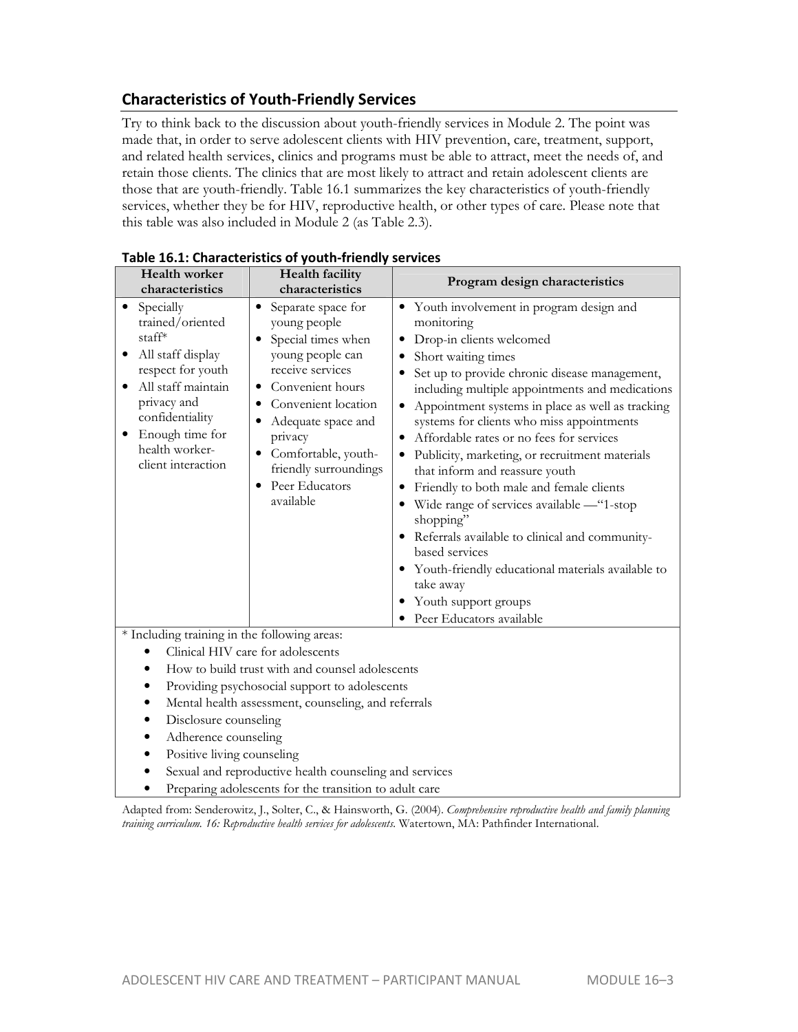## Characteristics of Youth-Friendly Services

Try to think back to the discussion about youth-friendly services in Module 2. The point was made that, in order to serve adolescent clients with HIV prevention, care, treatment, support, and related health services, clinics and programs must be able to attract, meet the needs of, and retain those clients. The clinics that are most likely to attract and retain adolescent clients are those that are youth-friendly. Table 16.1 summarizes the key characteristics of youth-friendly services, whether they be for HIV, reproductive health, or other types of care. Please note that this table was also included in Module 2 (as Table 2.3).

**Table 16.1: Characteristics of youth-friendly services**

| Health worker characteristics | Health facility characteristics | Program design characteristics |
|---|---|---|
| • Specially trained/oriented staff*<br>• All staff display respect for youth<br>• All staff maintain privacy and confidentiality<br>• Enough time for health worker-client interaction | • Separate space for young people<br>• Special times when young people can receive services<br>• Convenient hours<br>• Convenient location<br>• Adequate space and privacy<br>• Comfortable, youth-friendly surroundings<br>• Peer Educators available | • Youth involvement in program design and monitoring<br>• Drop-in clients welcomed<br>• Short waiting times<br>• Set up to provide chronic disease management, including multiple appointments and medications<br>• Appointment systems in place as well as tracking systems for clients who miss appointments<br>• Affordable rates or no fees for services<br>• Publicity, marketing, or recruitment materials that inform and reassure youth<br>• Friendly to both male and female clients<br>• Wide range of services available —"1-stop shopping"<br>• Referrals available to clinical and community-based services<br>• Youth-friendly educational materials available to take away<br>• Youth support groups<br>• Peer Educators available |

\* Including training in the following areas:

- Clinical HIV care for adolescents
- How to build trust with and counsel adolescents
- Providing psychosocial support to adolescents
- Mental health assessment, counseling, and referrals
- Disclosure counseling
- Adherence counseling
- Positive living counseling
- Sexual and reproductive health counseling and services
- Preparing adolescents for the transition to adult care

Adapted from: Senderowitz, J., Solter, C., & Hainsworth, G. (2004). *Comprehensive reproductive health and family planning training curriculum. 16: Reproductive health services for adolescents.* Watertown, MA: Pathfinder International.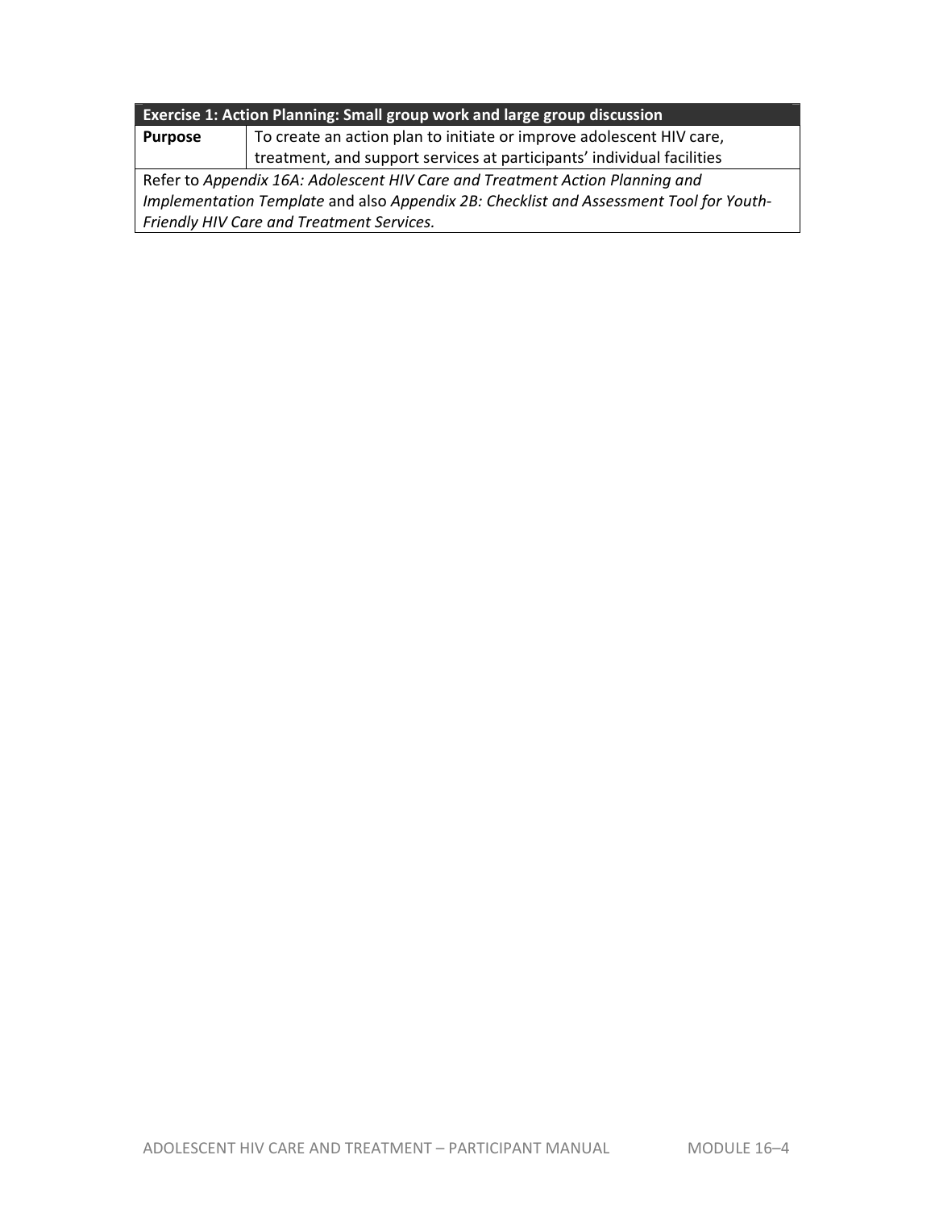| Exercise 1: Action Planning: Small group work and large group discussion | |
|---|---|
| **Purpose** | To create an action plan to initiate or improve adolescent HIV care, treatment, and support services at participants' individual facilities |
| Refer to *Appendix 16A: Adolescent HIV Care and Treatment Action Planning and Implementation Template* and also *Appendix 2B: Checklist and Assessment Tool for Youth-Friendly HIV Care and Treatment Services.* | |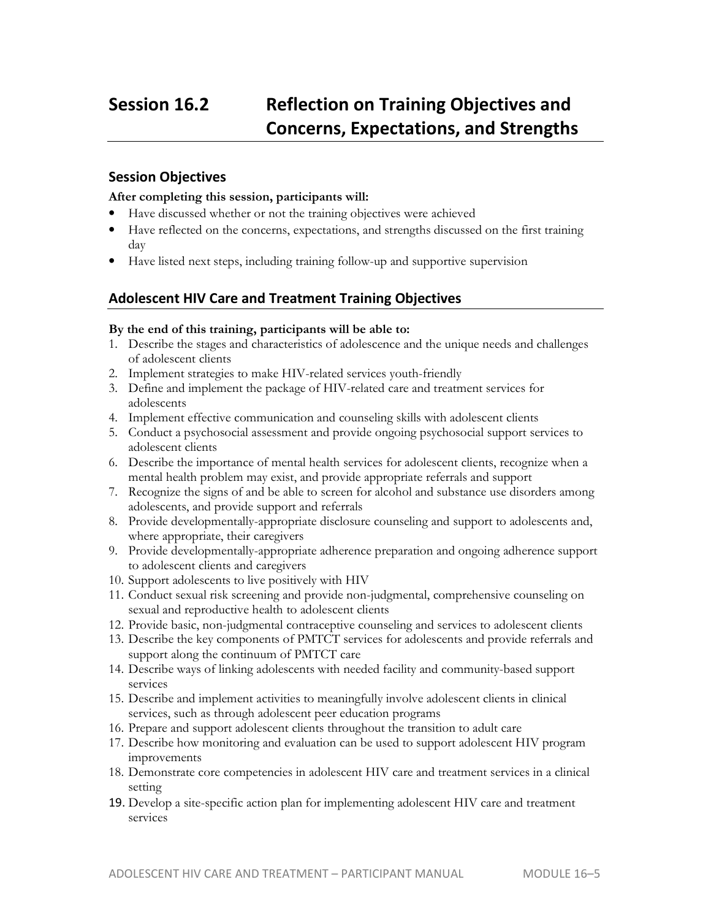# Session 16.2 Reflection on Training Objectives and Concerns, Expectations, and Strengths

## Session Objectives

**After completing this session, participants will:**

- Have discussed whether or not the training objectives were achieved
- Have reflected on the concerns, expectations, and strengths discussed on the first training day
- Have listed next steps, including training follow-up and supportive supervision

## Adolescent HIV Care and Treatment Training Objectives

**By the end of this training, participants will be able to:**

1. Describe the stages and characteristics of adolescence and the unique needs and challenges of adolescent clients
2. Implement strategies to make HIV-related services youth-friendly
3. Define and implement the package of HIV-related care and treatment services for adolescents
4. Implement effective communication and counseling skills with adolescent clients
5. Conduct a psychosocial assessment and provide ongoing psychosocial support services to adolescent clients
6. Describe the importance of mental health services for adolescent clients, recognize when a mental health problem may exist, and provide appropriate referrals and support
7. Recognize the signs of and be able to screen for alcohol and substance use disorders among adolescents, and provide support and referrals
8. Provide developmentally-appropriate disclosure counseling and support to adolescents and, where appropriate, their caregivers
9. Provide developmentally-appropriate adherence preparation and ongoing adherence support to adolescent clients and caregivers
10. Support adolescents to live positively with HIV
11. Conduct sexual risk screening and provide non-judgmental, comprehensive counseling on sexual and reproductive health to adolescent clients
12. Provide basic, non-judgmental contraceptive counseling and services to adolescent clients
13. Describe the key components of PMTCT services for adolescents and provide referrals and support along the continuum of PMTCT care
14. Describe ways of linking adolescents with needed facility and community-based support services
15. Describe and implement activities to meaningfully involve adolescent clients in clinical services, such as through adolescent peer education programs
16. Prepare and support adolescent clients throughout the transition to adult care
17. Describe how monitoring and evaluation can be used to support adolescent HIV program improvements
18. Demonstrate core competencies in adolescent HIV care and treatment services in a clinical setting
19. Develop a site-specific action plan for implementing adolescent HIV care and treatment services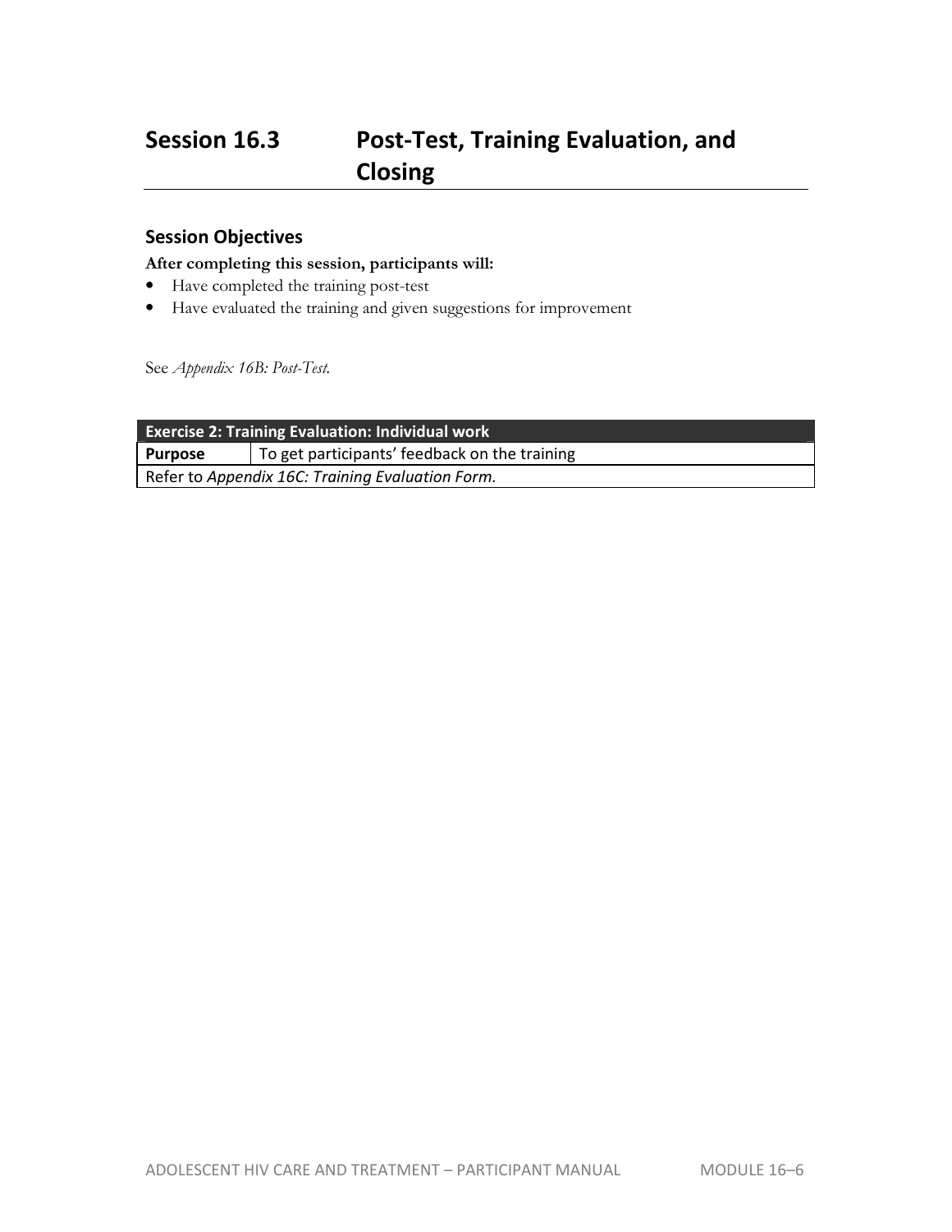## Session 16.3 Post-Test, Training Evaluation, and Closing

### Session Objectives

**After completing this session, participants will:**

- Have completed the training post-test
- Have evaluated the training and given suggestions for improvement

See *Appendix 16B: Post-Test.*

| Exercise 2: Training Evaluation: Individual work | |
|---|---|
| **Purpose** | To get participants' feedback on the training |
| Refer to *Appendix 16C: Training Evaluation Form.* | |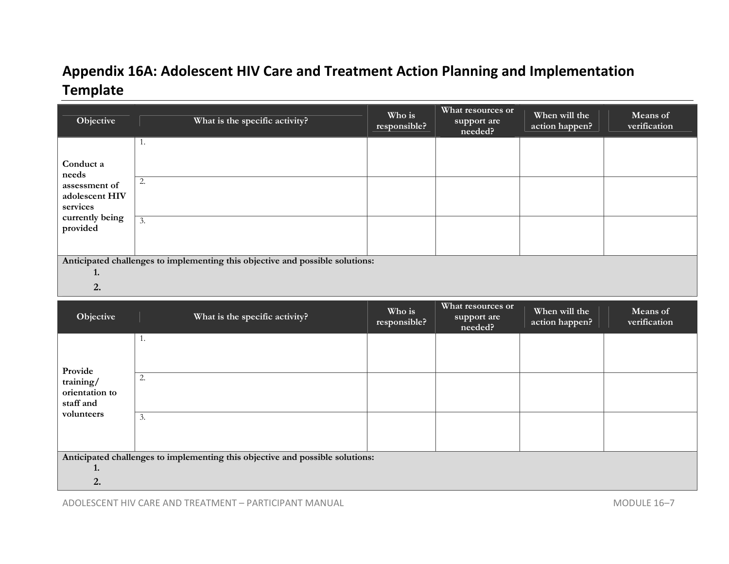## Appendix 16A: Adolescent HIV Care and Treatment Action Planning and Implementation Template

| Objective | What is the specific activity? | Who is responsible? | What resources or support are needed? | When will the action happen? | Means of verification |
|---|---|---|---|---|---|
| **Conduct a needs assessment of adolescent HIV services currently being provided** | 1. | | | | |
| | 2. | | | | |
| | 3. | | | | |

**Anticipated challenges to implementing this objective and possible solutions:**

1.
2.

| Objective | What is the specific activity? | Who is responsible? | What resources or support are needed? | When will the action happen? | Means of verification |
|---|---|---|---|---|---|
| **Provide training/ orientation to staff and volunteers** | 1. | | | | |
| | 2. | | | | |
| | 3. | | | | |

**Anticipated challenges to implementing this objective and possible solutions:**

1.
2.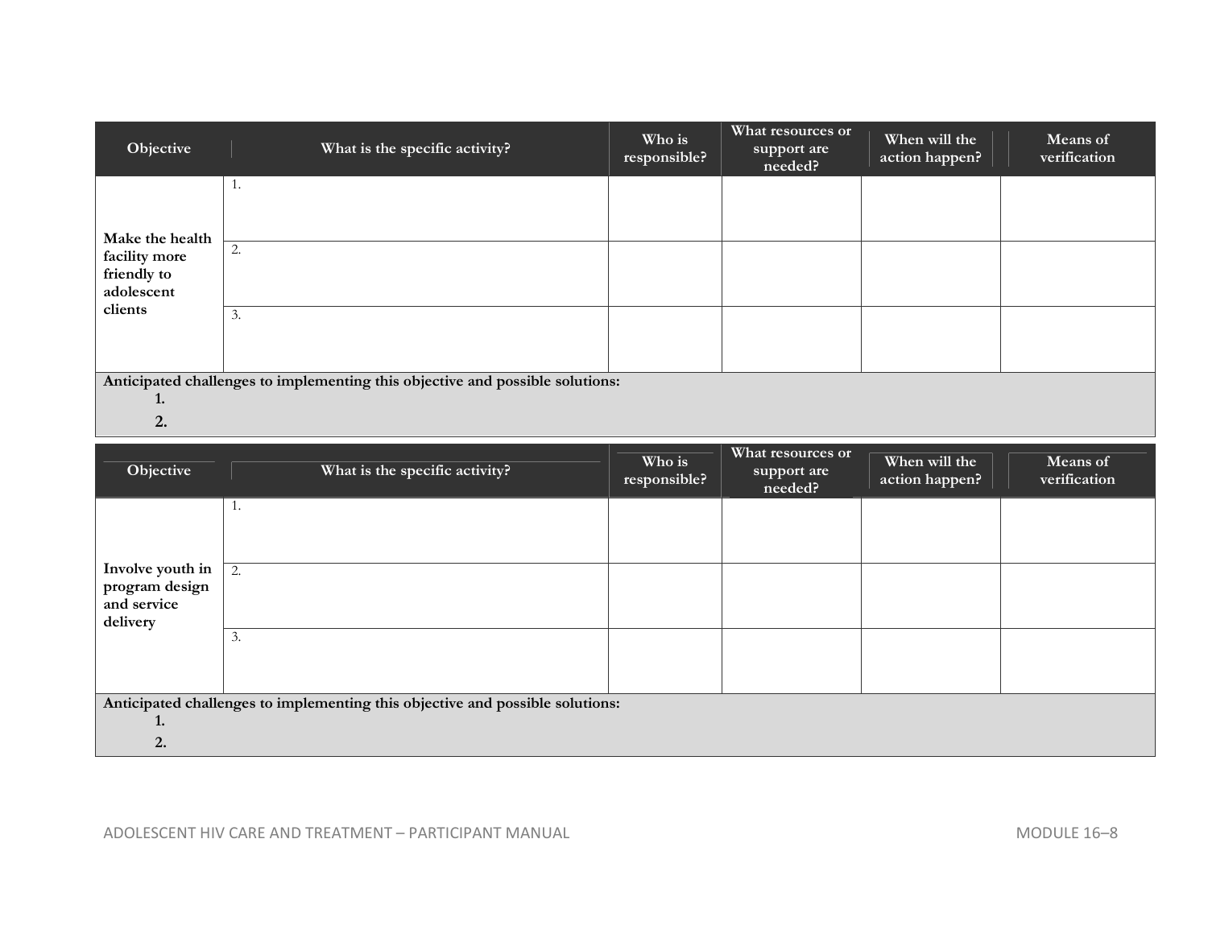| Objective | What is the specific activity? | Who is responsible? | What resources or support are needed? | When will the action happen? | Means of verification |
|---|---|---|---|---|---|
| Make the health facility more friendly to adolescent clients | 1. | | | | |
| | 2. | | | | |
| | 3. | | | | |

**Anticipated challenges to implementing this objective and possible solutions:**

1.
2.

| Objective | What is the specific activity? | Who is responsible? | What resources or support are needed? | When will the action happen? | Means of verification |
|---|---|---|---|---|---|
| Involve youth in program design and service delivery | 1. | | | | |
| | 2. | | | | |
| | 3. | | | | |

**Anticipated challenges to implementing this objective and possible solutions:**

1.
2.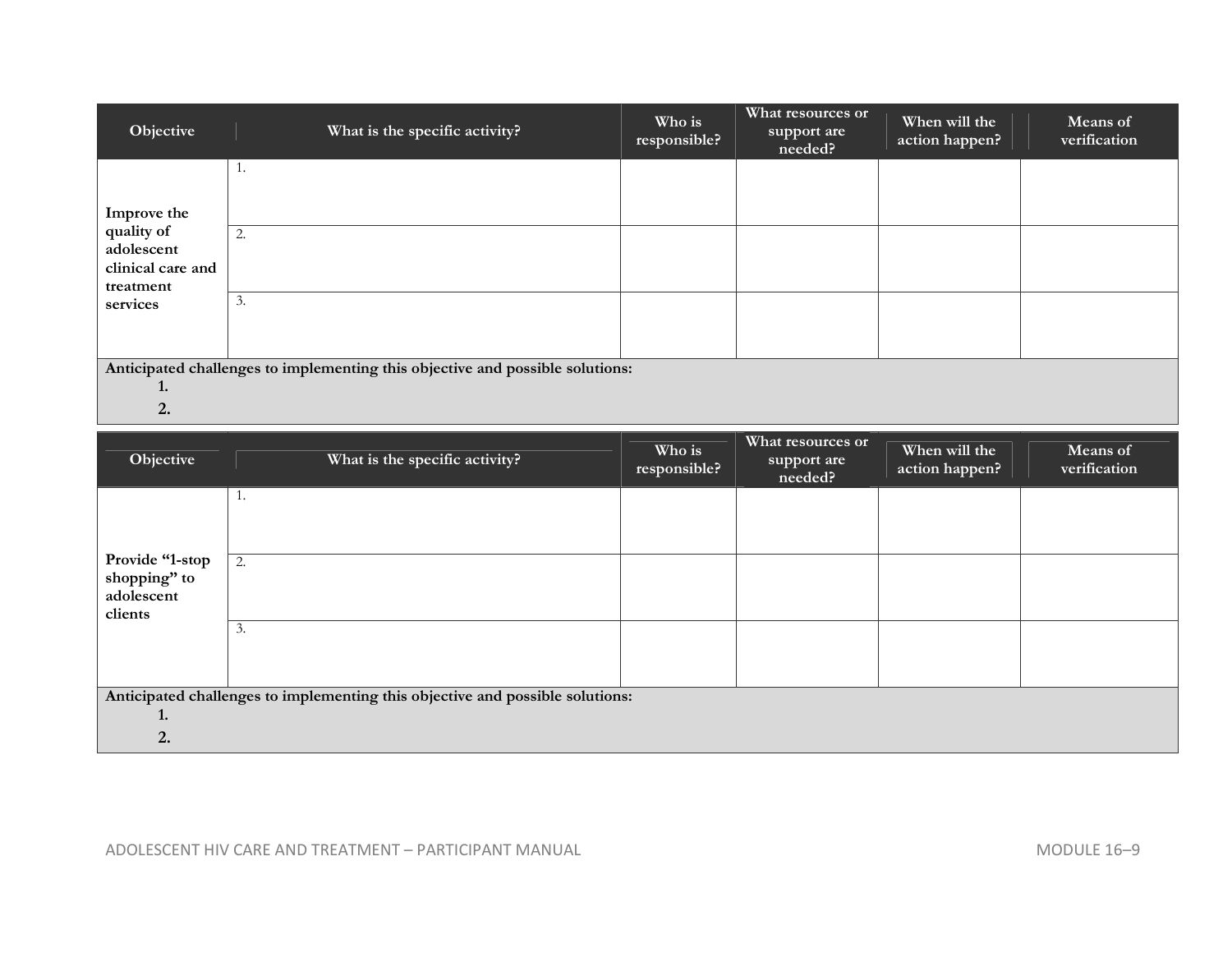| Objective | What is the specific activity? | Who is responsible? | What resources or support are needed? | When will the action happen? | Means of verification |
|---|---|---|---|---|---|
| Improve the quality of adolescent clinical care and treatment services | 1. | | | | |
| | 2. | | | | |
| | 3. | | | | |

**Anticipated challenges to implementing this objective and possible solutions:**

1.
2.

| Objective | What is the specific activity? | Who is responsible? | What resources or support are needed? | When will the action happen? | Means of verification |
|---|---|---|---|---|---|
| Provide "1-stop shopping" to adolescent clients | 1. | | | | |
| | 2. | | | | |
| | 3. | | | | |

**Anticipated challenges to implementing this objective and possible solutions:**

1.
2.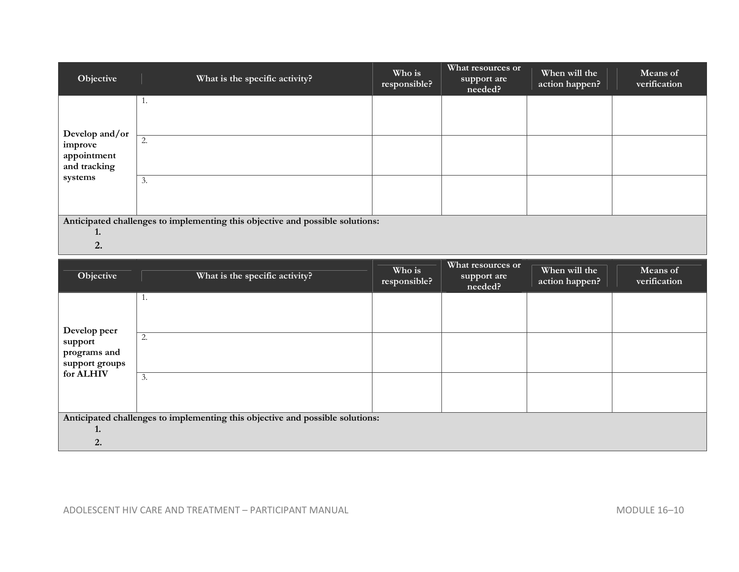| Objective | What is the specific activity? | Who is responsible? | What resources or support are needed? | When will the action happen? | Means of verification |
|---|---|---|---|---|---|
| Develop and/or improve appointment and tracking systems | 1. | | | | |
| | 2. | | | | |
| | 3. | | | | |

**Anticipated challenges to implementing this objective and possible solutions:**

1.
2.

| Objective | What is the specific activity? | Who is responsible? | What resources or support are needed? | When will the action happen? | Means of verification |
|---|---|---|---|---|---|
| Develop peer support programs and support groups for ALHIV | 1. | | | | |
| | 2. | | | | |
| | 3. | | | | |

**Anticipated challenges to implementing this objective and possible solutions:**

1.
2.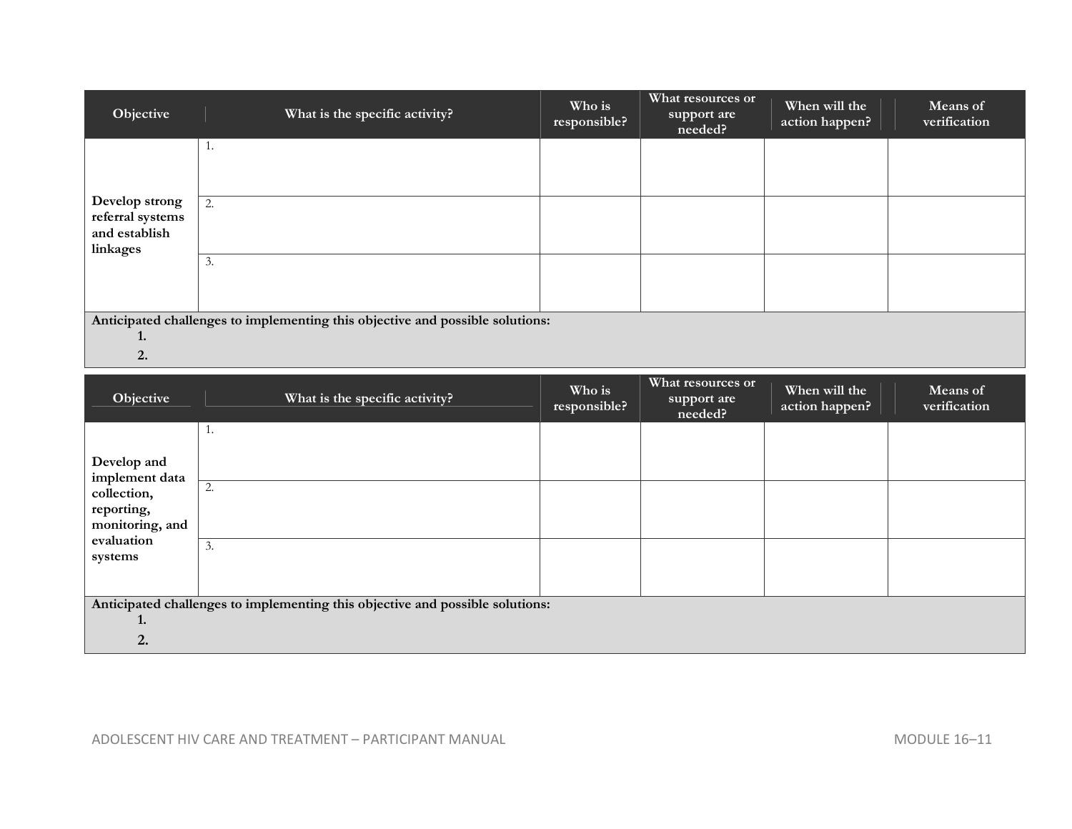| Objective | What is the specific activity? | Who is responsible? | What resources or support are needed? | When will the action happen? | Means of verification |
|---|---|---|---|---|---|
| **Develop strong referral systems and establish linkages** | 1. | | | | |
| | 2. | | | | |
| | 3. | | | | |

**Anticipated challenges to implementing this objective and possible solutions:**

1.
2.

| Objective | What is the specific activity? | Who is responsible? | What resources or support are needed? | When will the action happen? | Means of verification |
|---|---|---|---|---|---|
| **Develop and implement data collection, reporting, monitoring, and evaluation systems** | 1. | | | | |
| | 2. | | | | |
| | 3. | | | | |

**Anticipated challenges to implementing this objective and possible solutions:**

1.
2.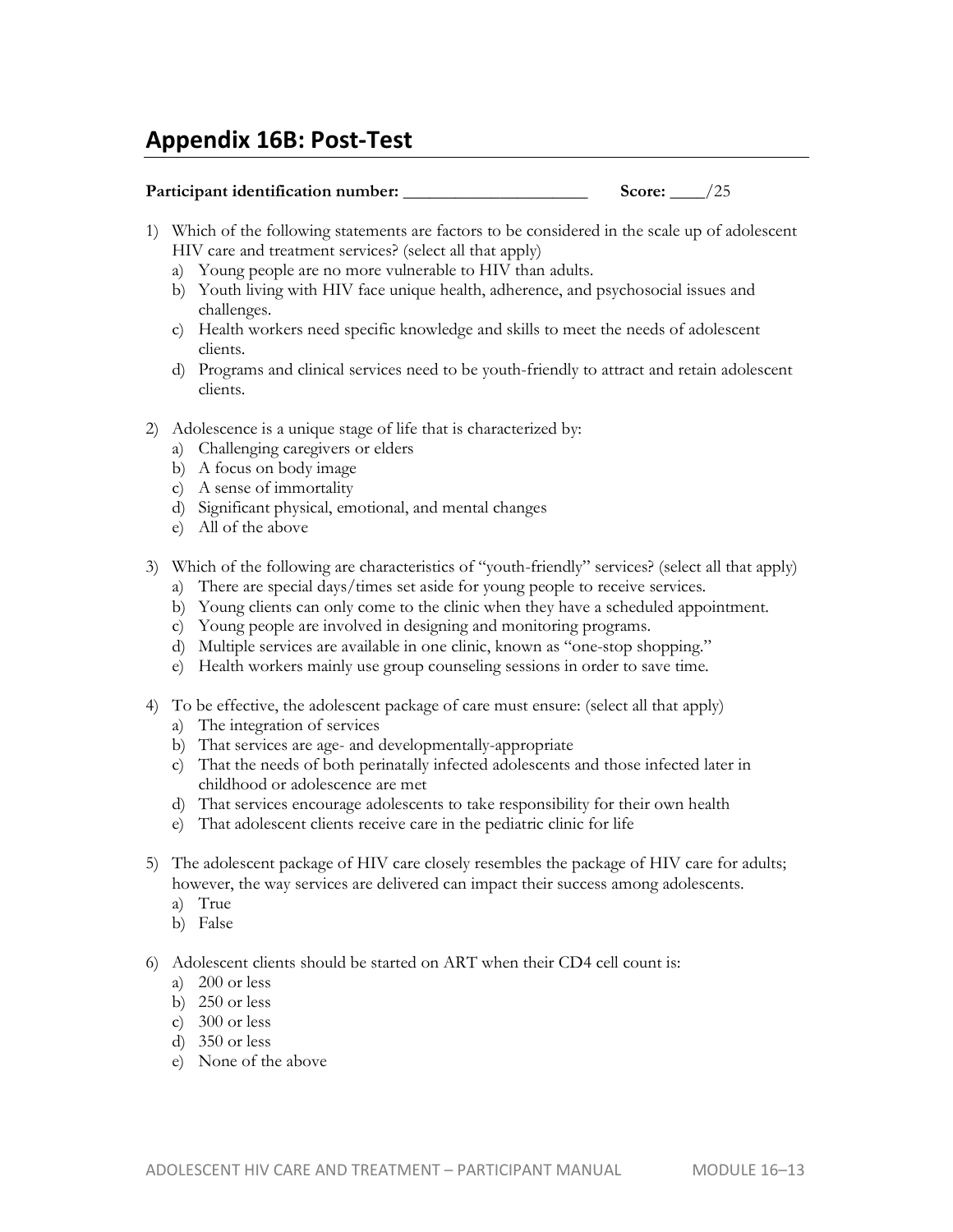## Appendix 16B: Post-Test

**Participant identification number:** ______________________ **Score:** ____/25

1) Which of the following statements are factors to be considered in the scale up of adolescent HIV care and treatment services? (select all that apply)
   a) Young people are no more vulnerable to HIV than adults.
   b) Youth living with HIV face unique health, adherence, and psychosocial issues and challenges.
   c) Health workers need specific knowledge and skills to meet the needs of adolescent clients.
   d) Programs and clinical services need to be youth-friendly to attract and retain adolescent clients.

2) Adolescence is a unique stage of life that is characterized by:
   a) Challenging caregivers or elders
   b) A focus on body image
   c) A sense of immortality
   d) Significant physical, emotional, and mental changes
   e) All of the above

3) Which of the following are characteristics of "youth-friendly" services? (select all that apply)
   a) There are special days/times set aside for young people to receive services.
   b) Young clients can only come to the clinic when they have a scheduled appointment.
   c) Young people are involved in designing and monitoring programs.
   d) Multiple services are available in one clinic, known as "one-stop shopping."
   e) Health workers mainly use group counseling sessions in order to save time.

4) To be effective, the adolescent package of care must ensure: (select all that apply)
   a) The integration of services
   b) That services are age- and developmentally-appropriate
   c) That the needs of both perinatally infected adolescents and those infected later in childhood or adolescence are met
   d) That services encourage adolescents to take responsibility for their own health
   e) That adolescent clients receive care in the pediatric clinic for life

5) The adolescent package of HIV care closely resembles the package of HIV care for adults; however, the way services are delivered can impact their success among adolescents.
   a) True
   b) False

6) Adolescent clients should be started on ART when their CD4 cell count is:
   a) 200 or less
   b) 250 or less
   c) 300 or less
   d) 350 or less
   e) None of the above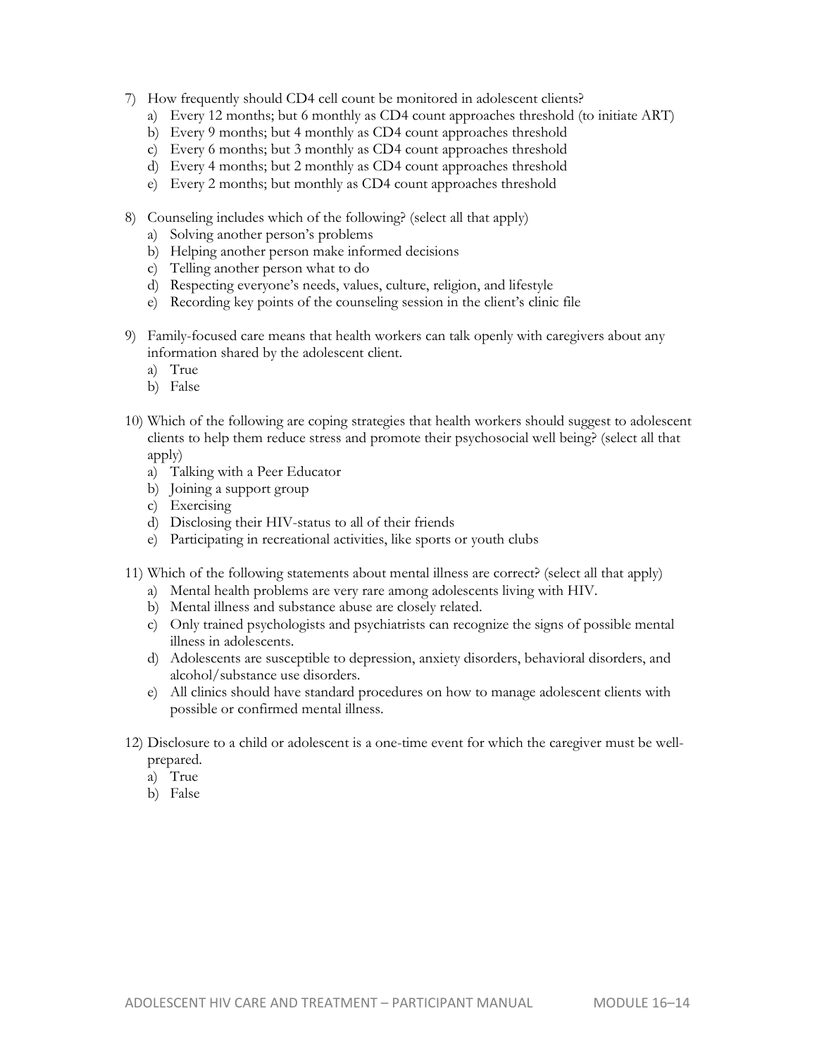7) How frequently should CD4 cell count be monitored in adolescent clients?
   a) Every 12 months; but 6 monthly as CD4 count approaches threshold (to initiate ART)
   b) Every 9 months; but 4 monthly as CD4 count approaches threshold
   c) Every 6 months; but 3 monthly as CD4 count approaches threshold
   d) Every 4 months; but 2 monthly as CD4 count approaches threshold
   e) Every 2 months; but monthly as CD4 count approaches threshold

8) Counseling includes which of the following? (select all that apply)
   a) Solving another person's problems
   b) Helping another person make informed decisions
   c) Telling another person what to do
   d) Respecting everyone's needs, values, culture, religion, and lifestyle
   e) Recording key points of the counseling session in the client's clinic file

9) Family-focused care means that health workers can talk openly with caregivers about any information shared by the adolescent client.
   a) True
   b) False

10) Which of the following are coping strategies that health workers should suggest to adolescent clients to help them reduce stress and promote their psychosocial well being? (select all that apply)
    a) Talking with a Peer Educator
    b) Joining a support group
    c) Exercising
    d) Disclosing their HIV-status to all of their friends
    e) Participating in recreational activities, like sports or youth clubs

11) Which of the following statements about mental illness are correct? (select all that apply)
    a) Mental health problems are very rare among adolescents living with HIV.
    b) Mental illness and substance abuse are closely related.
    c) Only trained psychologists and psychiatrists can recognize the signs of possible mental illness in adolescents.
    d) Adolescents are susceptible to depression, anxiety disorders, behavioral disorders, and alcohol/substance use disorders.
    e) All clinics should have standard procedures on how to manage adolescent clients with possible or confirmed mental illness.

12) Disclosure to a child or adolescent is a one-time event for which the caregiver must be well-prepared.
    a) True
    b) False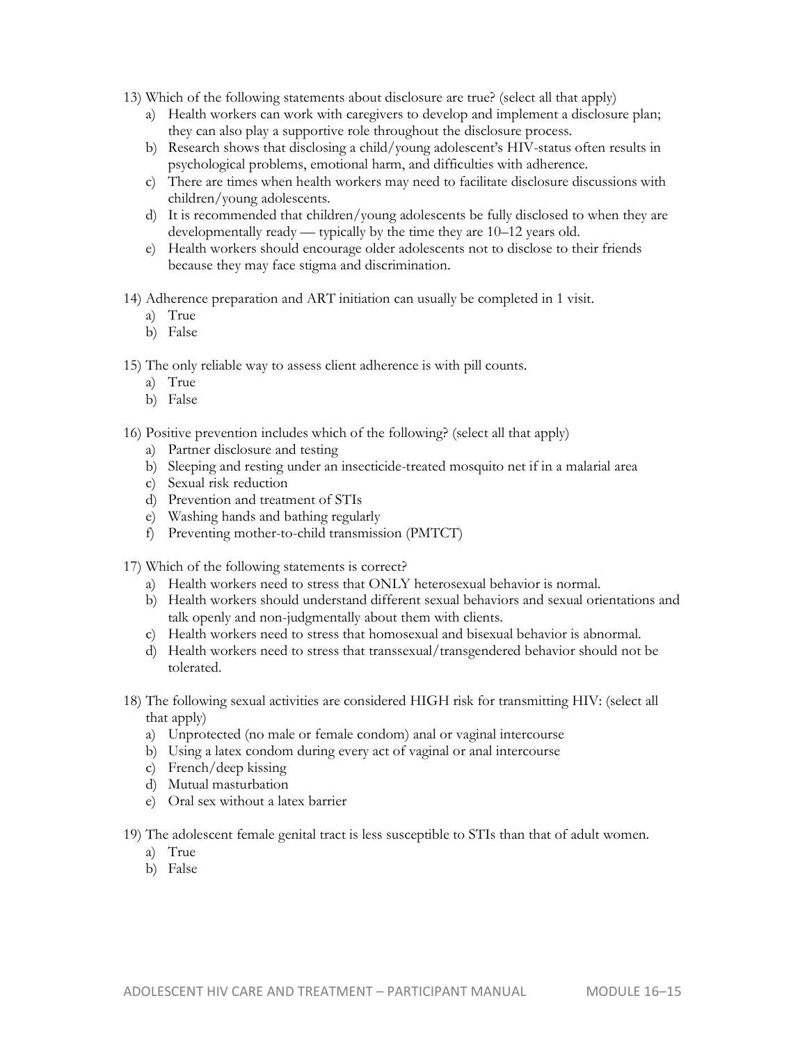13) Which of the following statements about disclosure are true? (select all that apply)
   a) Health workers can work with caregivers to develop and implement a disclosure plan; they can also play a supportive role throughout the disclosure process.
   b) Research shows that disclosing a child/young adolescent's HIV-status often results in psychological problems, emotional harm, and difficulties with adherence.
   c) There are times when health workers may need to facilitate disclosure discussions with children/young adolescents.
   d) It is recommended that children/young adolescents be fully disclosed to when they are developmentally ready — typically by the time they are 10–12 years old.
   e) Health workers should encourage older adolescents not to disclose to their friends because they may face stigma and discrimination.

14) Adherence preparation and ART initiation can usually be completed in 1 visit.
   a) True
   b) False

15) The only reliable way to assess client adherence is with pill counts.
   a) True
   b) False

16) Positive prevention includes which of the following? (select all that apply)
   a) Partner disclosure and testing
   b) Sleeping and resting under an insecticide-treated mosquito net if in a malarial area
   c) Sexual risk reduction
   d) Prevention and treatment of STIs
   e) Washing hands and bathing regularly
   f) Preventing mother-to-child transmission (PMTCT)

17) Which of the following statements is correct?
   a) Health workers need to stress that ONLY heterosexual behavior is normal.
   b) Health workers should understand different sexual behaviors and sexual orientations and talk openly and non-judgmentally about them with clients.
   c) Health workers need to stress that homosexual and bisexual behavior is abnormal.
   d) Health workers need to stress that transsexual/transgendered behavior should not be tolerated.

18) The following sexual activities are considered HIGH risk for transmitting HIV: (select all that apply)
   a) Unprotected (no male or female condom) anal or vaginal intercourse
   b) Using a latex condom during every act of vaginal or anal intercourse
   c) French/deep kissing
   d) Mutual masturbation
   e) Oral sex without a latex barrier

19) The adolescent female genital tract is less susceptible to STIs than that of adult women.
   a) True
   b) False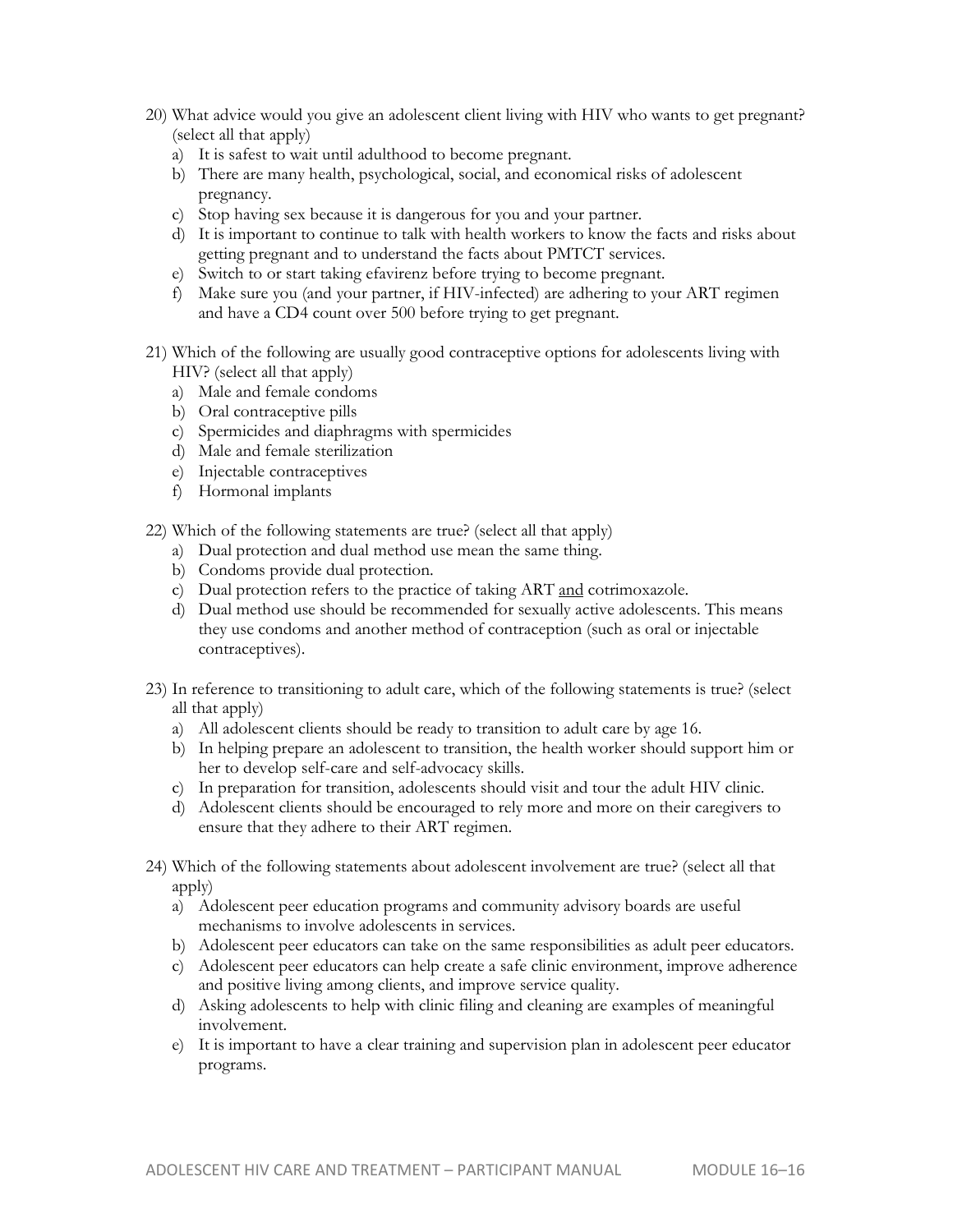20) What advice would you give an adolescent client living with HIV who wants to get pregnant? (select all that apply)
   a) It is safest to wait until adulthood to become pregnant.
   b) There are many health, psychological, social, and economical risks of adolescent pregnancy.
   c) Stop having sex because it is dangerous for you and your partner.
   d) It is important to continue to talk with health workers to know the facts and risks about getting pregnant and to understand the facts about PMTCT services.
   e) Switch to or start taking efavirenz before trying to become pregnant.
   f) Make sure you (and your partner, if HIV-infected) are adhering to your ART regimen and have a CD4 count over 500 before trying to get pregnant.

21) Which of the following are usually good contraceptive options for adolescents living with HIV? (select all that apply)
   a) Male and female condoms
   b) Oral contraceptive pills
   c) Spermicides and diaphragms with spermicides
   d) Male and female sterilization
   e) Injectable contraceptives
   f) Hormonal implants

22) Which of the following statements are true? (select all that apply)
   a) Dual protection and dual method use mean the same thing.
   b) Condoms provide dual protection.
   c) Dual protection refers to the practice of taking ART <u>and</u> cotrimoxazole.
   d) Dual method use should be recommended for sexually active adolescents. This means they use condoms and another method of contraception (such as oral or injectable contraceptives).

23) In reference to transitioning to adult care, which of the following statements is true? (select all that apply)
   a) All adolescent clients should be ready to transition to adult care by age 16.
   b) In helping prepare an adolescent to transition, the health worker should support him or her to develop self-care and self-advocacy skills.
   c) In preparation for transition, adolescents should visit and tour the adult HIV clinic.
   d) Adolescent clients should be encouraged to rely more and more on their caregivers to ensure that they adhere to their ART regimen.

24) Which of the following statements about adolescent involvement are true? (select all that apply)
   a) Adolescent peer education programs and community advisory boards are useful mechanisms to involve adolescents in services.
   b) Adolescent peer educators can take on the same responsibilities as adult peer educators.
   c) Adolescent peer educators can help create a safe clinic environment, improve adherence and positive living among clients, and improve service quality.
   d) Asking adolescents to help with clinic filing and cleaning are examples of meaningful involvement.
   e) It is important to have a clear training and supervision plan in adolescent peer educator programs.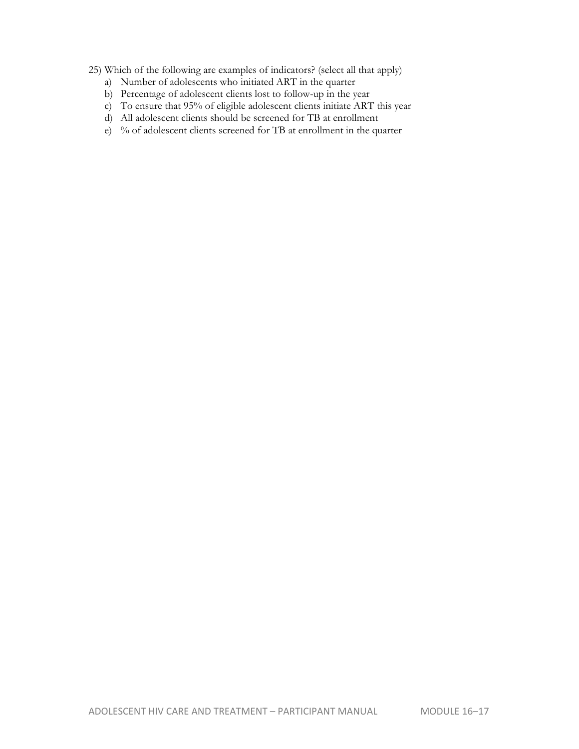25) Which of the following are examples of indicators? (select all that apply)

a) Number of adolescents who initiated ART in the quarter
b) Percentage of adolescent clients lost to follow-up in the year
c) To ensure that 95% of eligible adolescent clients initiate ART this year
d) All adolescent clients should be screened for TB at enrollment
e) % of adolescent clients screened for TB at enrollment in the quarter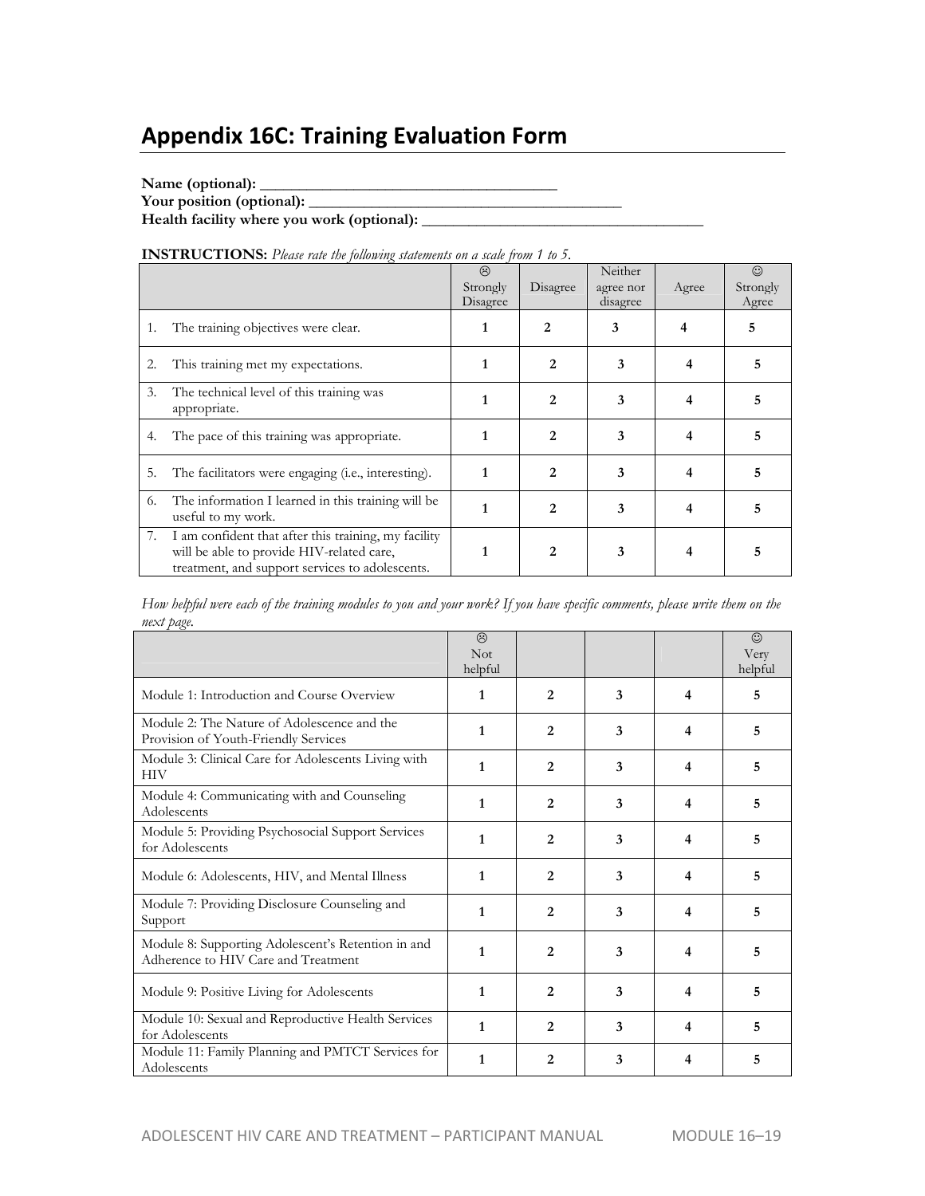# Appendix 16C: Training Evaluation Form

**Name (optional):** ______________________________________
**Your position (optional):** ________________________________________
**Health facility where you work (optional):** ___________________________________

**INSTRUCTIONS:** *Please rate the following statements on a scale from 1 to 5.*

| | ☹ Strongly Disagree | Disagree | Neither agree nor disagree | Agree | ☺ Strongly Agree |
|---|---|---|---|---|---|
| 1. The training objectives were clear. | 1 | 2 | 3 | 4 | 5 |
| 2. This training met my expectations. | 1 | 2 | 3 | 4 | 5 |
| 3. The technical level of this training was appropriate. | 1 | 2 | 3 | 4 | 5 |
| 4. The pace of this training was appropriate. | 1 | 2 | 3 | 4 | 5 |
| 5. The facilitators were engaging (i.e., interesting). | 1 | 2 | 3 | 4 | 5 |
| 6. The information I learned in this training will be useful to my work. | 1 | 2 | 3 | 4 | 5 |
| 7. I am confident that after this training, my facility will be able to provide HIV-related care, treatment, and support services to adolescents. | 1 | 2 | 3 | 4 | 5 |

*How helpful were each of the training modules to you and your work? If you have specific comments, please write them on the next page.*

| | ☹ Not helpful | | | | ☺ Very helpful |
|---|---|---|---|---|---|
| Module 1: Introduction and Course Overview | 1 | 2 | 3 | 4 | 5 |
| Module 2: The Nature of Adolescence and the Provision of Youth-Friendly Services | 1 | 2 | 3 | 4 | 5 |
| Module 3: Clinical Care for Adolescents Living with HIV | 1 | 2 | 3 | 4 | 5 |
| Module 4: Communicating with and Counseling Adolescents | 1 | 2 | 3 | 4 | 5 |
| Module 5: Providing Psychosocial Support Services for Adolescents | 1 | 2 | 3 | 4 | 5 |
| Module 6: Adolescents, HIV, and Mental Illness | 1 | 2 | 3 | 4 | 5 |
| Module 7: Providing Disclosure Counseling and Support | 1 | 2 | 3 | 4 | 5 |
| Module 8: Supporting Adolescent's Retention in and Adherence to HIV Care and Treatment | 1 | 2 | 3 | 4 | 5 |
| Module 9: Positive Living for Adolescents | 1 | 2 | 3 | 4 | 5 |
| Module 10: Sexual and Reproductive Health Services for Adolescents | 1 | 2 | 3 | 4 | 5 |
| Module 11: Family Planning and PMTCT Services for Adolescents | 1 | 2 | 3 | 4 | 5 |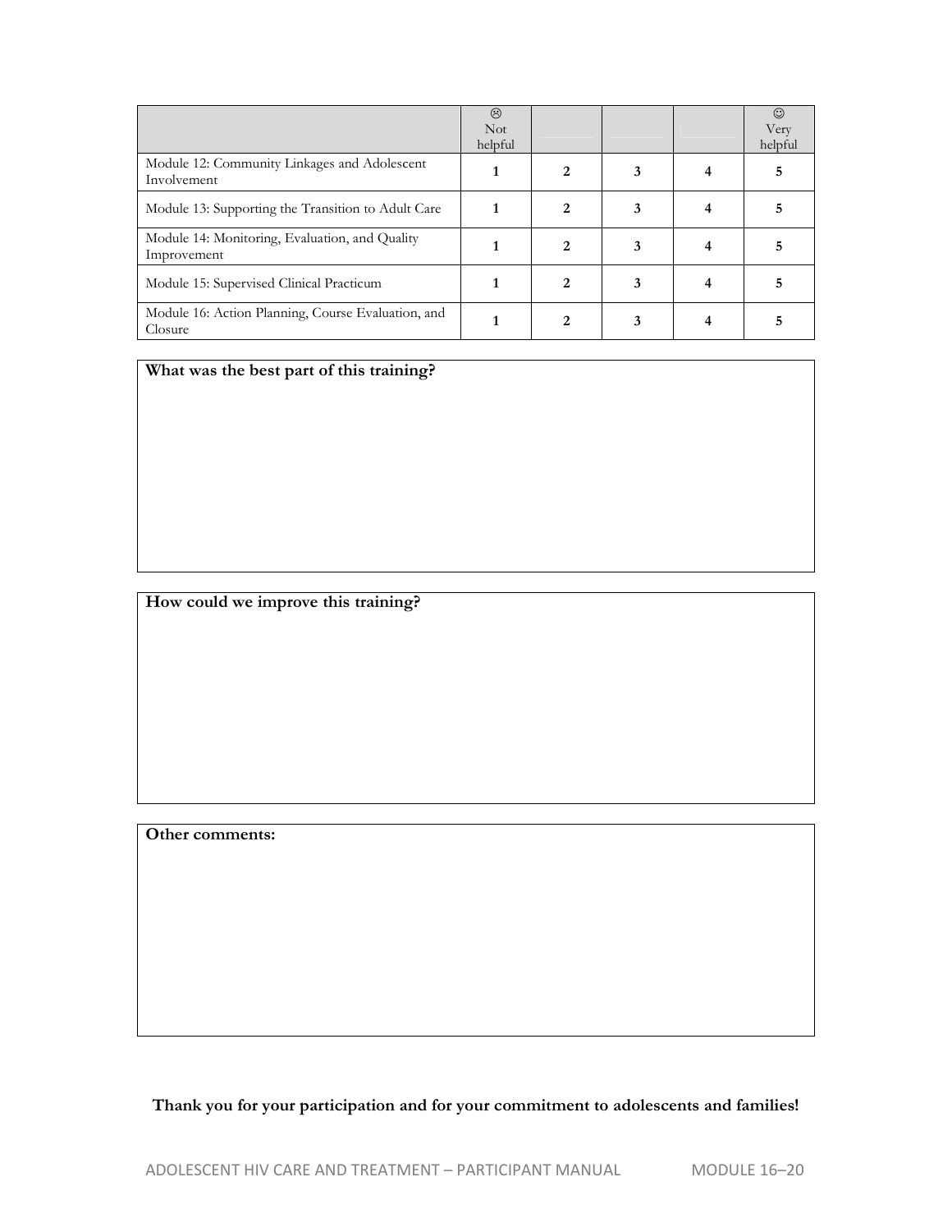| | ☹ Not helpful | | | | ☺ Very helpful |
|---|---|---|---|---|---|
| Module 12: Community Linkages and Adolescent Involvement | **1** | **2** | **3** | **4** | **5** |
| Module 13: Supporting the Transition to Adult Care | **1** | **2** | **3** | **4** | **5** |
| Module 14: Monitoring, Evaluation, and Quality Improvement | **1** | **2** | **3** | **4** | **5** |
| Module 15: Supervised Clinical Practicum | **1** | **2** | **3** | **4** | **5** |
| Module 16: Action Planning, Course Evaluation, and Closure | **1** | **2** | **3** | **4** | **5** |

**What was the best part of this training?**

**How could we improve this training?**

**Other comments:**

**Thank you for your participation and for your commitment to adolescents and families!**